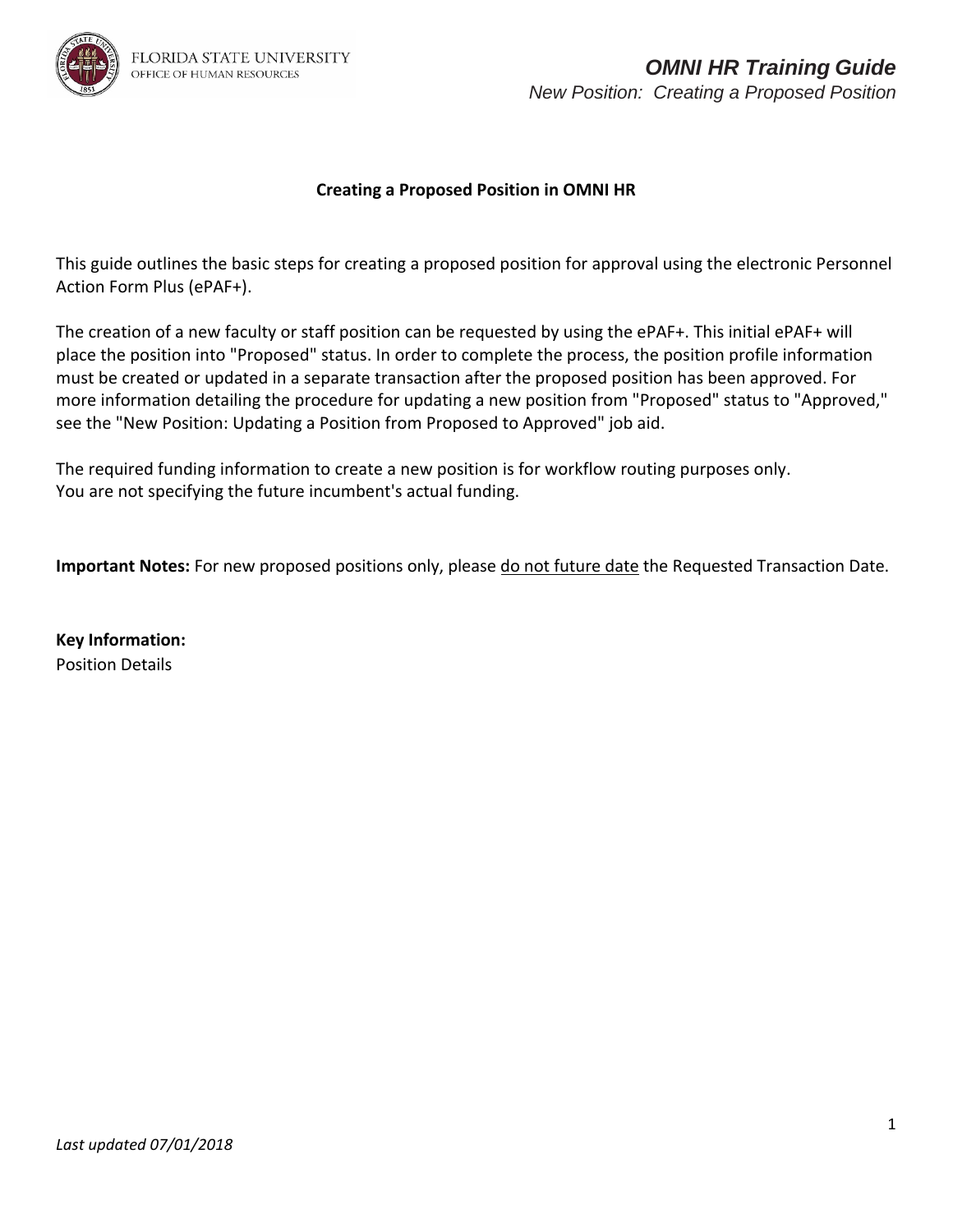# Creating a Proposed Position in OMNI HR

This guide outlines the basic steps for creating a proposed position for approval using the electronic Personnel Action Form Plus (ePAF+).

The creation of a new faculty or staff position can be requested by using the ePAF+. This initial ePAF+ will place the position into "Proposed" status. In order to complete the process, the position profile information must be created or updated in a separate transaction after the proposed position has been approved. For more information detailing the procedure for updating a new position from "Proposed" status to "Approved," see the "New Position: Updating a Position from Proposed to Approved" job aid.

The required funding information to create a new position is for workflow routing purposes only.
You are not specifying the future incumbent's actual funding.

**Important Notes:** For new proposed positions only, please <u>do not future date</u> the Requested Transaction Date.

**Key Information:**
Position Details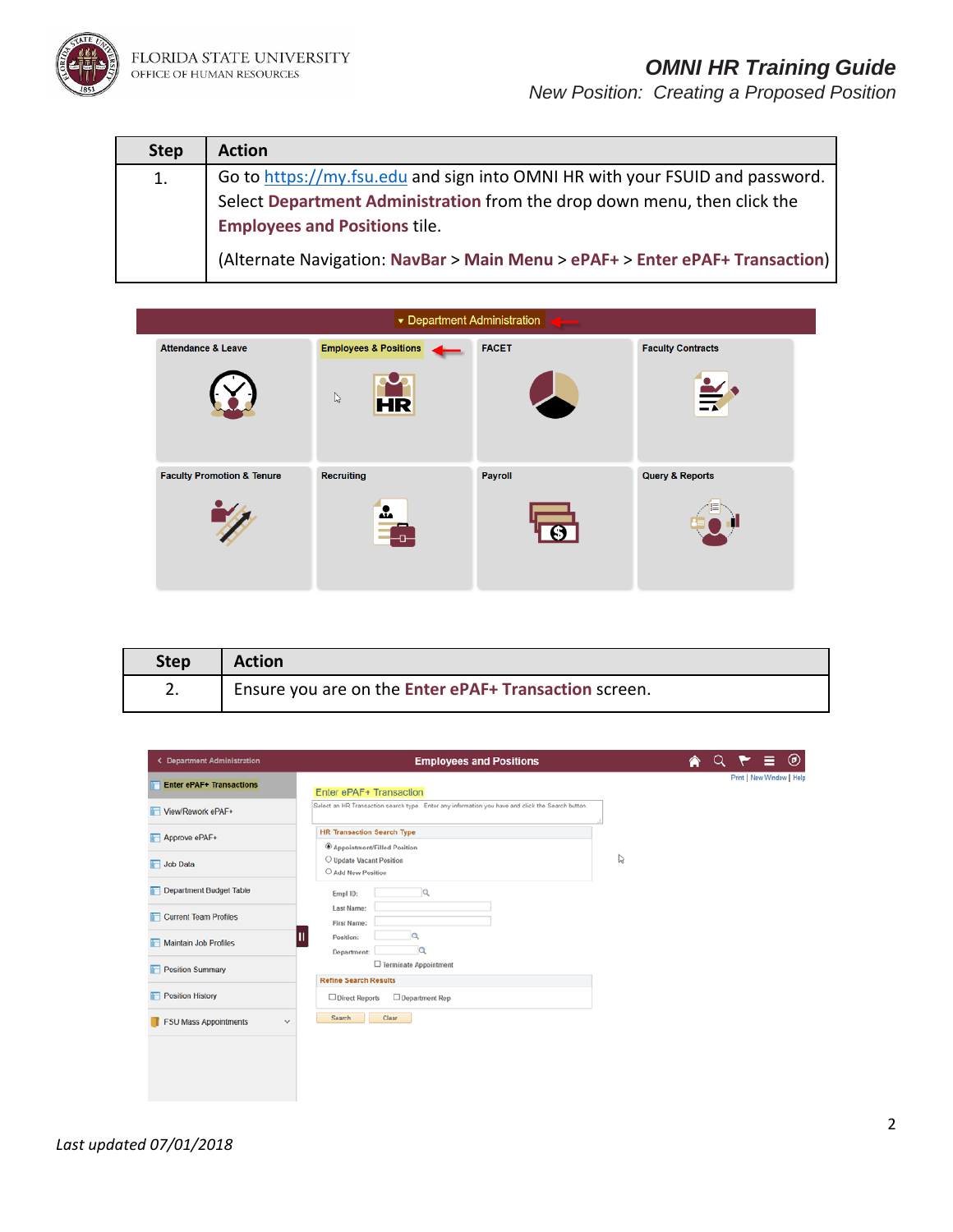| Step | Action |
| --- | --- |
| 1. | Go to https://my.fsu.edu and sign into OMNI HR with your FSUID and password. Select **Department Administration** from the drop down menu, then click the **Employees and Positions** tile.<br><br>(Alternate Navigation: **NavBar** > **Main Menu** > **ePAF+** > **Enter ePAF+ Transaction**) |

| Step | Action |
| --- | --- |
| 2. | Ensure you are on the **Enter ePAF+ Transaction** screen. |

*Last updated 07/01/2018*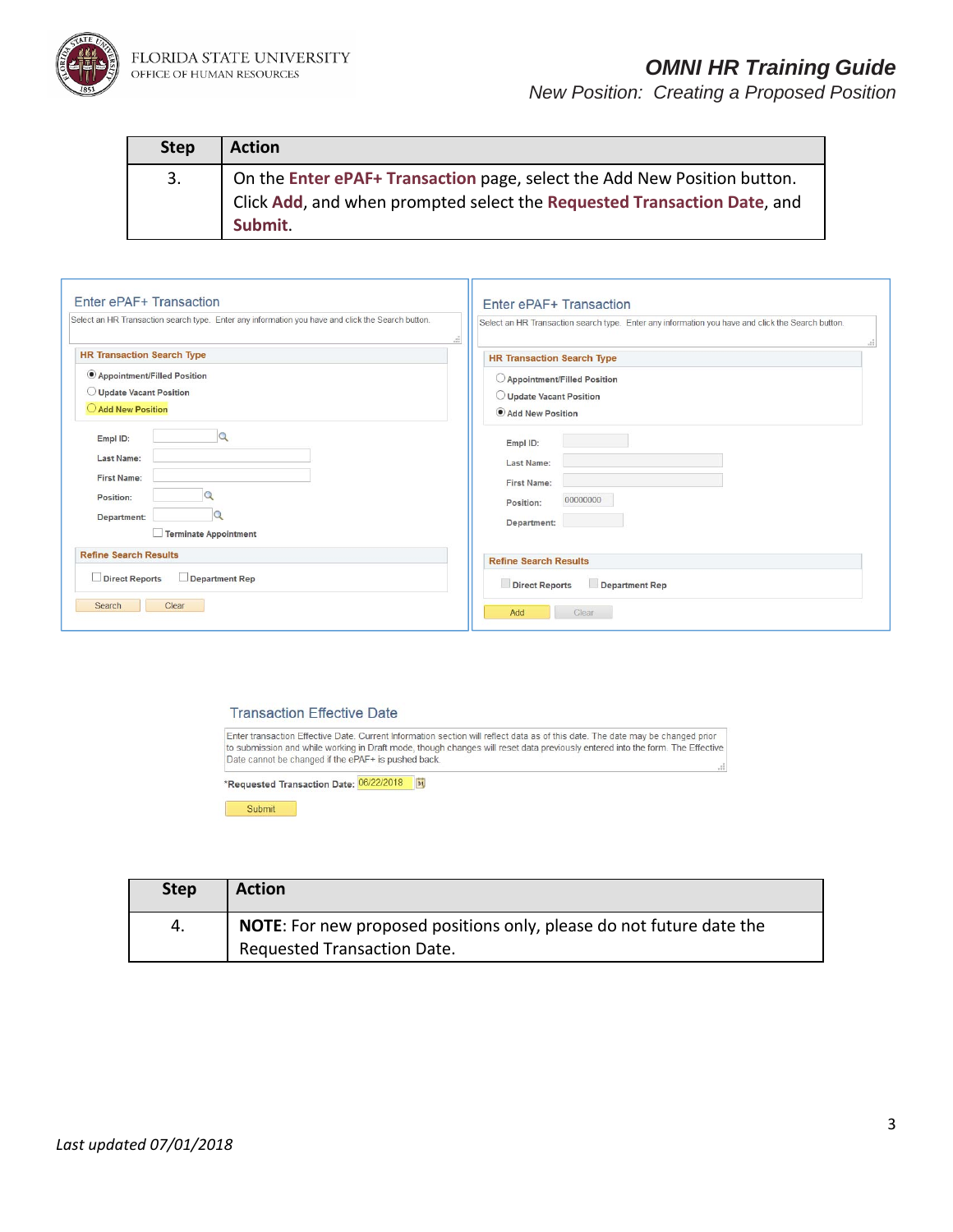| Step | Action |
| --- | --- |
| 3. | On the **Enter ePAF+ Transaction** page, select the Add New Position button. Click **Add**, and when prompted select the **Requested Transaction Date**, and **Submit**. |

Enter ePAF+ Transaction

Select an HR Transaction search type. Enter any information you have and click the Search button.

**HR Transaction Search Type**

- Appointment/Filled Position
- Update Vacant Position
- Add New Position

Empl ID:
Last Name:
First Name:
Position:
Department:
Terminate Appointment

**Refine Search Results**

Direct Reports   Department Rep

Search   Clear

Enter ePAF+ Transaction

Select an HR Transaction search type. Enter any information you have and click the Search button.

**HR Transaction Search Type**

- Appointment/Filled Position
- Update Vacant Position
- Add New Position

Empl ID:
Last Name:
First Name:
Position: 00000000
Department:

**Refine Search Results**

Direct Reports   Department Rep

Add   Clear

Transaction Effective Date

Enter transaction Effective Date. Current Information section will reflect data as of this date. The date may be changed prior to submission and while working in Draft mode, though changes will reset data previously entered into the form. The Effective Date cannot be changed if the ePAF+ is pushed back.

*Requested Transaction Date: 06/22/2018

Submit

| Step | Action |
| --- | --- |
| 4. | **NOTE**: For new proposed positions only, please do not future date the Requested Transaction Date. |

*Last updated 07/01/2018*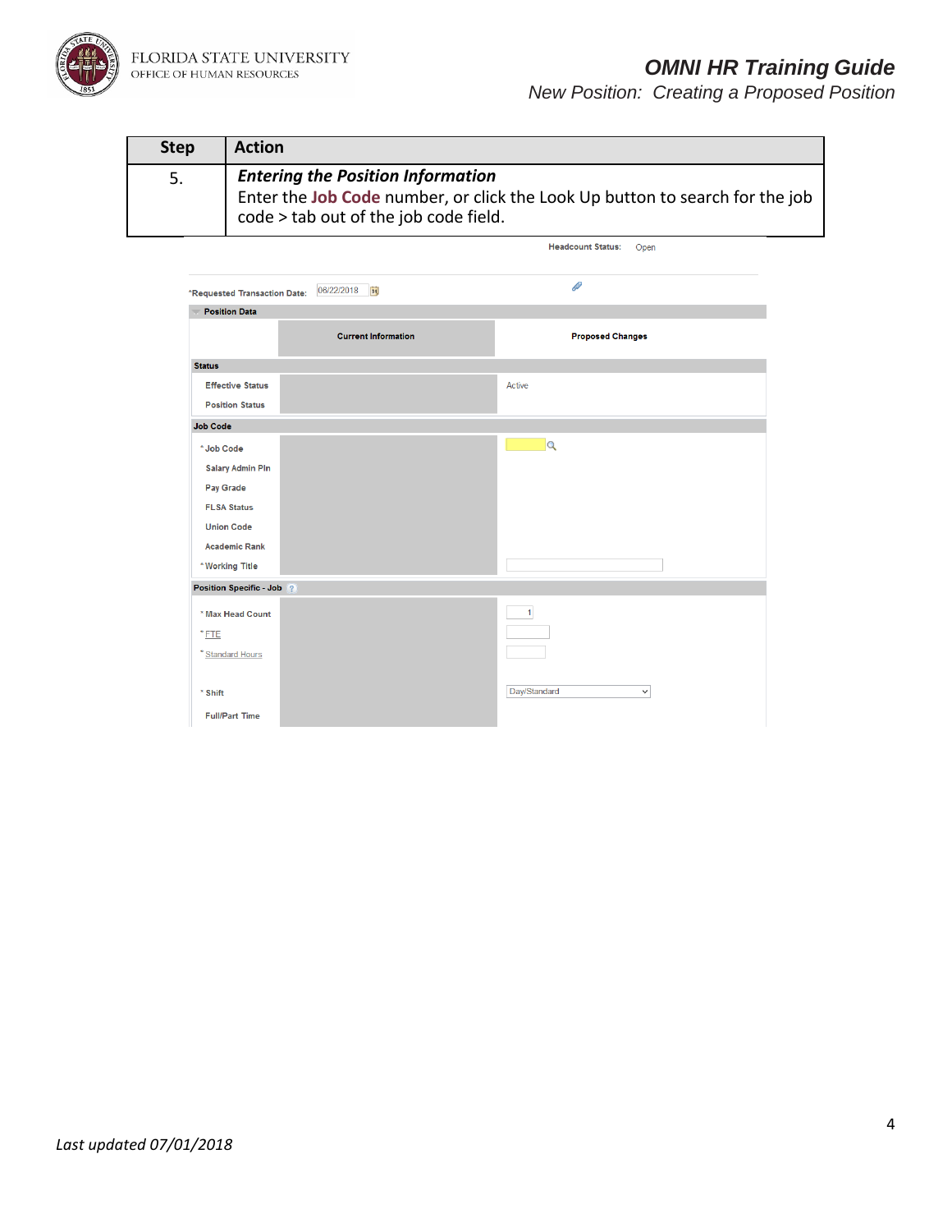| Step | Action |
|---|---|
| 5. | ***Entering the Position Information***<br>Enter the **Job Code** number, or click the Look Up button to search for the job code > tab out of the job code field. |

Headcount Status: Open

*Requested Transaction Date: 06/22/2018

**Position Data**

| | Current Information | Proposed Changes |
|---|---|---|
| **Status** | | |
| Effective Status | | Active |
| Position Status | | |
| **Job Code** | | |
| *Job Code | | |
| Salary Admin Pln | | |
| Pay Grade | | |
| FLSA Status | | |
| Union Code | | |
| Academic Rank | | |
| *Working Title | | |
| **Position Specific - Job** | | |
| *Max Head Count | | 1 |
| *FTE | | |
| *Standard Hours | | |
| *Shift | | Day/Standard |
| Full/Part Time | | |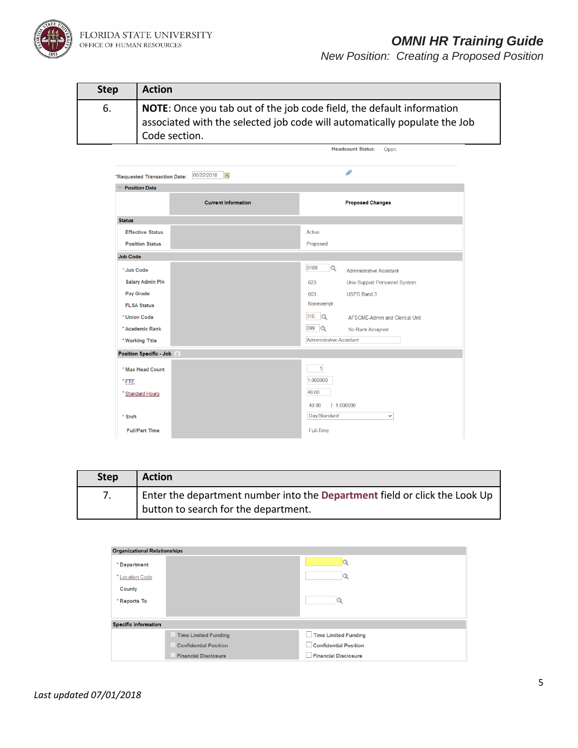| Step | Action |
|---|---|
| 6. | **NOTE**: Once you tab out of the job code field, the default information associated with the selected job code will automatically populate the Job Code section. |

Headcount Status: Open

*Requested Transaction Date: 06/22/2018

**Position Data**

| | Current Information | Proposed Changes |
|---|---|---|
| **Status** | | |
| Effective Status | | Active |
| Position Status | | Proposed |
| **Job Code** | | |
| *Job Code | | 0189 Administrative Assistant |
| Salary Admin Pln | | 023 Univ Support Personnel System |
| Pay Grade | | 003 USPS Band 3 |
| FLSA Status | | Nonexempt |
| *Union Code | | 31E AFSCME-Admin and Clerical Unit |
| *Academic Rank | | 099 No Rank Assigned |
| *Working Title | | Administrative Assistant |
| **Position Specific - Job** | | |
| *Max Head Count | | 1 |
| *FTE | | 1.000000 |
| *Standard Hours | | 40.00 |
| | | 40.00 / 1.000000 |
| *Shift | | Day/Standard |
| Full/Part Time | | Full-Time |

| Step | Action |
|---|---|
| 7. | Enter the department number into the **Department** field or click the Look Up button to search for the department. |

**Organizational Relationships**

| | Current Information | Proposed Changes |
|---|---|---|
| *Department | | |
| *Location Code | | |
| County | | |
| *Reports To | | |

**Specific Information**

| Current Information | Proposed Changes |
|---|---|
| Time Limited Funding | Time Limited Funding |
| Confidential Position | Confidential Position |
| Financial Disclosure | Financial Disclosure |

*Last updated 07/01/2018*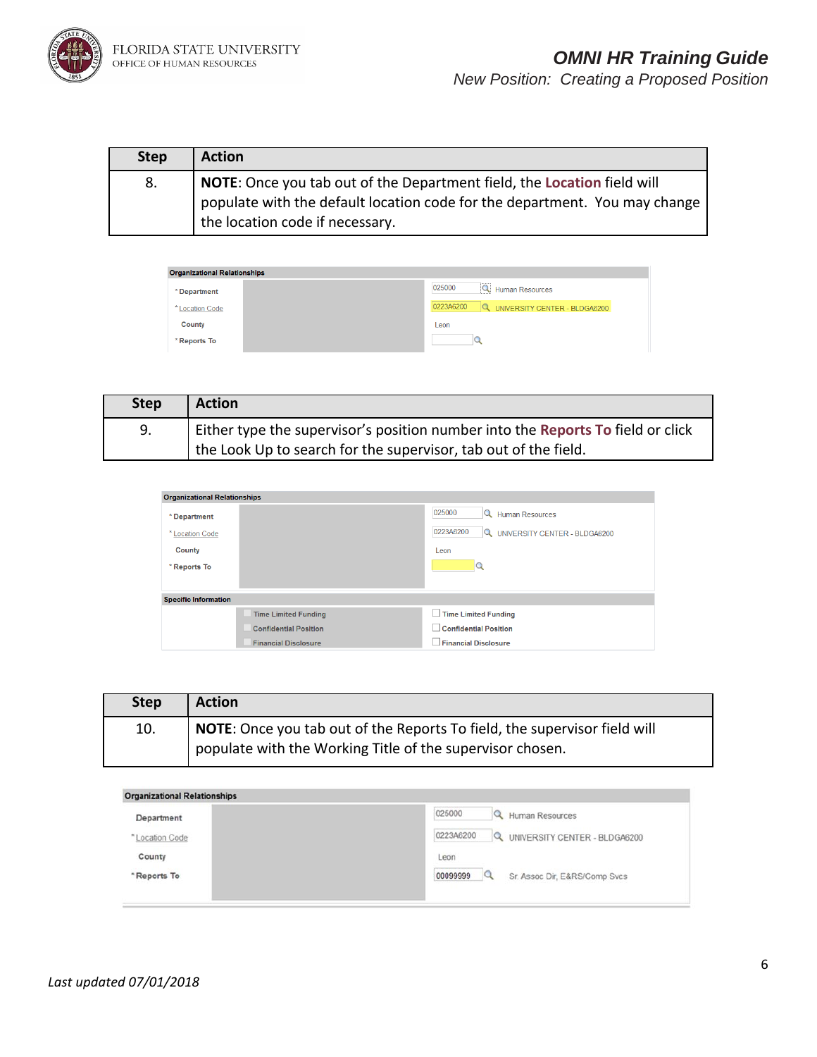| Step | Action |
| --- | --- |
| 8. | **NOTE**: Once you tab out of the Department field, the **Location** field will populate with the default location code for the department. You may change the location code if necessary. |

| Organizational Relationships | |
| --- | --- |
| *Department | 025000 Human Resources |
| *Location Code | 0223A6200 UNIVERSITY CENTER - BLDGA6200 |
| County | Leon |
| *Reports To | |

| Step | Action |
| --- | --- |
| 9. | Either type the supervisor's position number into the **Reports To** field or click the Look Up to search for the supervisor, tab out of the field. |

| Organizational Relationships | |
| --- | --- |
| *Department | 025000 Human Resources |
| *Location Code | 0223A6200 UNIVERSITY CENTER - BLDGA6200 |
| County | Leon |
| *Reports To | |

| Specific Information | |
| --- | --- |
| Time Limited Funding | Time Limited Funding |
| Confidential Position | Confidential Position |
| Financial Disclosure | Financial Disclosure |

| Step | Action |
| --- | --- |
| 10. | **NOTE**: Once you tab out of the Reports To field, the supervisor field will populate with the Working Title of the supervisor chosen. |

| Organizational Relationships | |
| --- | --- |
| Department | 025000 Human Resources |
| *Location Code | 0223A6200 UNIVERSITY CENTER - BLDGA6200 |
| County | Leon |
| *Reports To | 00099999 Sr. Assoc Dir, E&RS/Comp Svcs |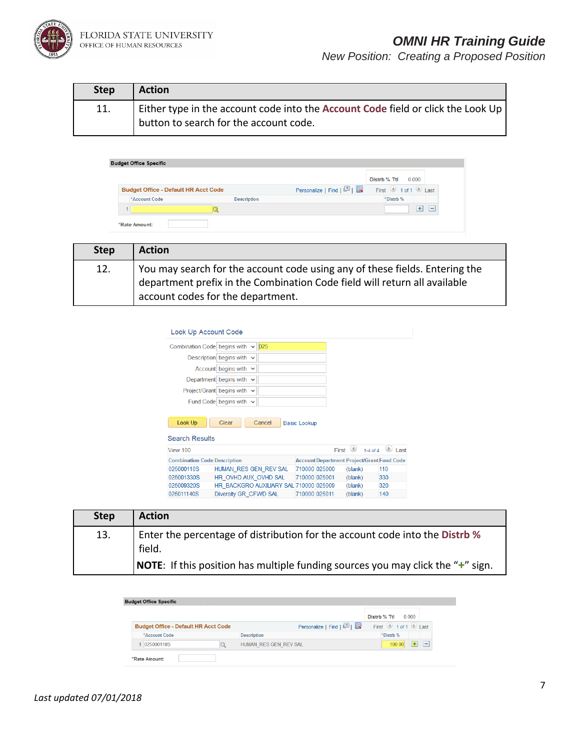| Step | Action |
|---|---|
| 11. | Either type in the account code into the **Account Code** field or click the Look Up button to search for the account code. |

Budget Office Specific

Distrb % Ttl 0.000

Budget Office - Default HR Acct Code — Personalize | Find | First 1 of 1 Last

| | *Account Code | Description | *Distrb % |
|---|---|---|---|
| 1 | | | |

*Rate Amount:

| Step | Action |
|---|---|
| 12. | You may search for the account code using any of these fields. Entering the department prefix in the Combination Code field will return all available account codes for the department. |

Look Up Account Code

- Combination Code begins with 025
- Description begins with
- Account begins with
- Department begins with
- Project/Grant begins with
- Fund Code begins with

Look Up | Clear | Cancel | Basic Lookup

Search Results

View 100 — First 1-4 of 4 Last

| Combination Code | Description | Account | Department | Project/Grant | Fund Code |
|---|---|---|---|---|---|
| 025000110S | HUMAN_RES GEN_REV SAL | 710000 | 025000 | (blank) | 110 |
| 025001330S | HR_OVHD AUX_OVHD SAL | 710000 | 025001 | (blank) | 330 |
| 025009320S | HR_BACKGRO AUXILIARY SAL | 710000 | 025009 | (blank) | 320 |
| 025011140S | Diversity GR_CFWD SAL | 710000 | 025011 | (blank) | 140 |

| Step | Action |
|---|---|
| 13. | Enter the percentage of distribution for the account code into the **Distrb %** field.<br>**NOTE**: If this position has multiple funding sources you may click the "**+**" sign. |

Budget Office Specific

Distrb % Ttl 0.000

Budget Office - Default HR Acct Code — Personalize | Find | First 1 of 1 Last

| | *Account Code | Description | *Distrb % |
|---|---|---|---|
| 1 | 025000110S | HUMAN_RES GEN_REV SAL | 100.00 |

*Rate Amount: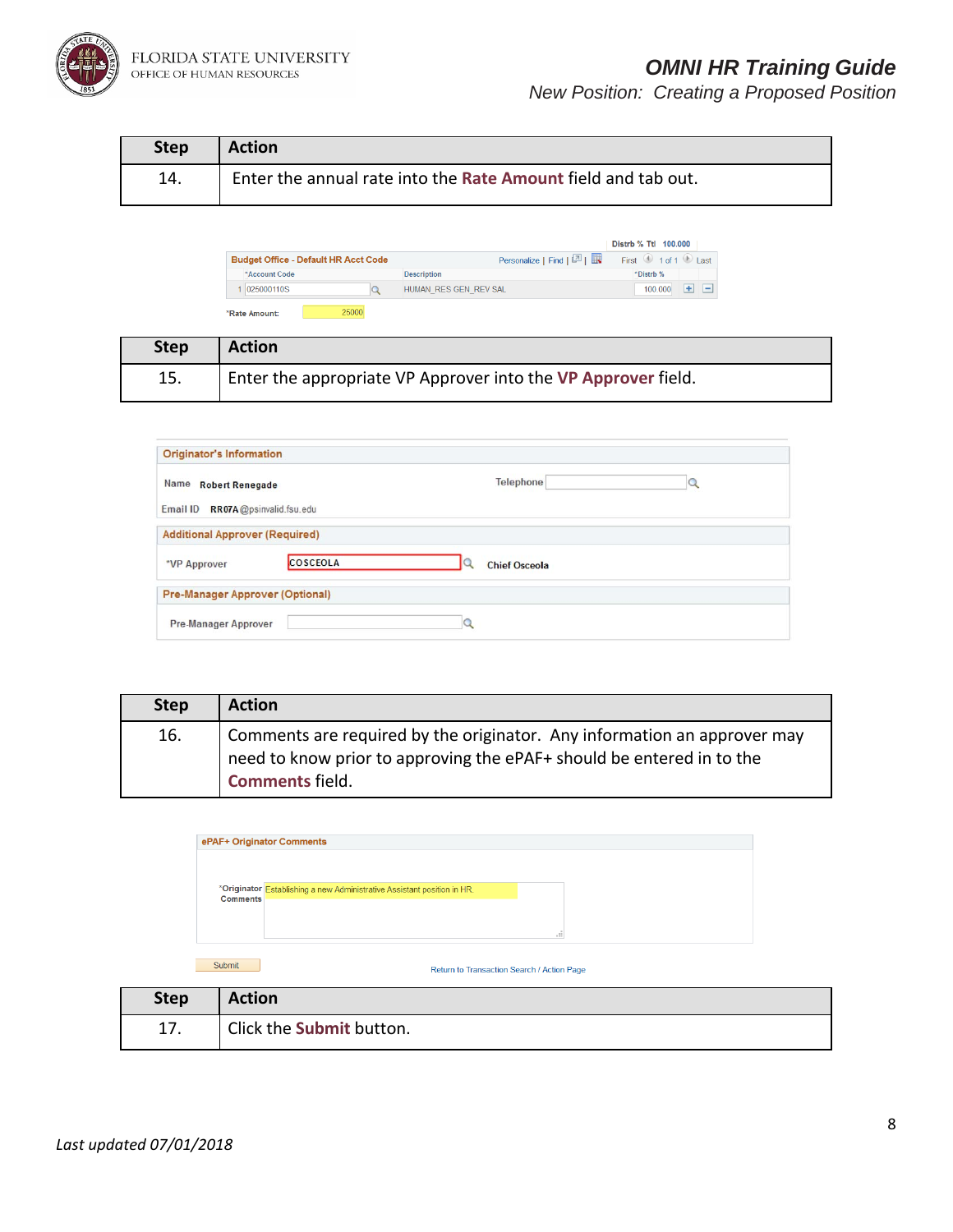| Step | Action |
| --- | --- |
| 14. | Enter the annual rate into the **Rate Amount** field and tab out. |

Distrb % Ttl 100.000

Budget Office - Default HR Acct Code | Personalize | Find | First 1 of 1 Last

| *Account Code | Description | *Distrb % |
| --- | --- | --- |
| 1 025000110S | HUMAN_RES GEN_REV SAL | 100.000 |

*Rate Amount: 25000

| Step | Action |
| --- | --- |
| 15. | Enter the appropriate VP Approver into the **VP Approver** field. |

**Originator's Information**

Name Robert Renegade

Telephone

Email ID RR07A@psinvalid.fsu.edu

**Additional Approver (Required)**

*VP Approver COSCEOLA Chief Osceola

**Pre-Manager Approver (Optional)**

Pre-Manager Approver

| Step | Action |
| --- | --- |
| 16. | Comments are required by the originator. Any information an approver may need to know prior to approving the ePAF+ should be entered in to the **Comments** field. |

**ePAF+ Originator Comments**

*Originator Comments: Establishing a new Administrative Assistant position in HR.

Submit

Return to Transaction Search / Action Page

| Step | Action |
| --- | --- |
| 17. | Click the **Submit** button. |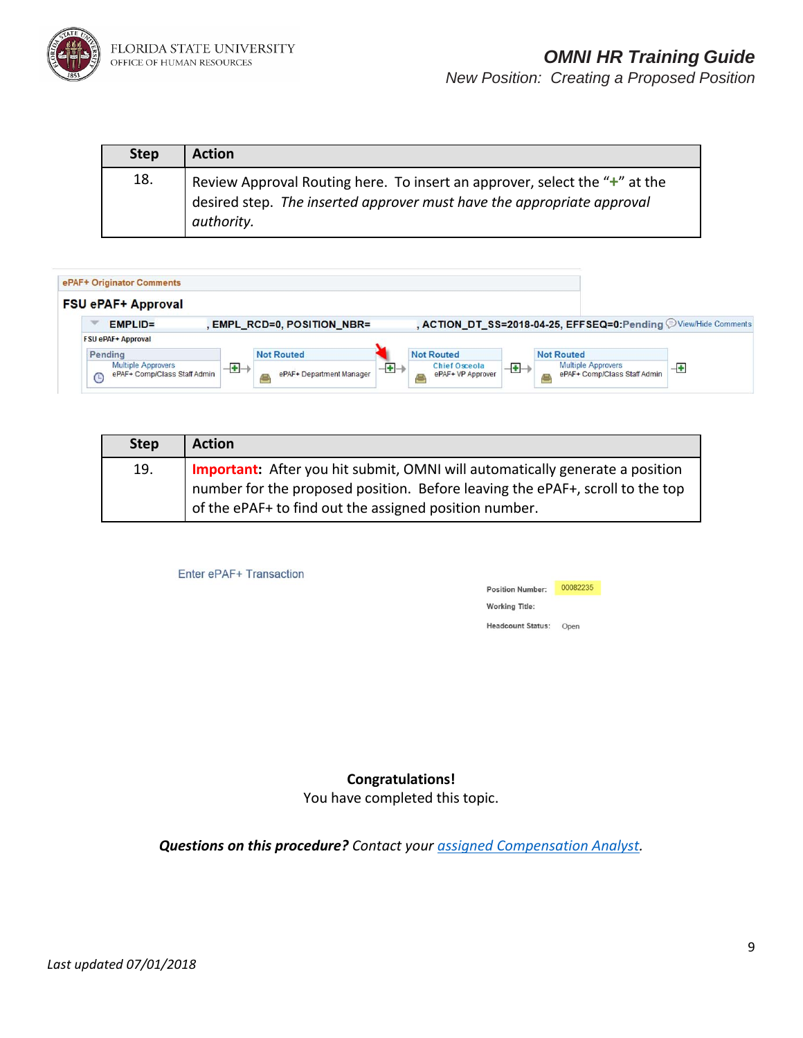| Step | Action |
|---|---|
| 18. | Review Approval Routing here. To insert an approver, select the "+" at the desired step. *The inserted approver must have the appropriate approval authority.* |

ePAF+ Originator Comments

**FSU ePAF+ Approval**

EMPLID= , EMPL_RCD=0, POSITION_NBR= , ACTION_DT_SS=2018-04-25, EFFSEQ=0:Pending View/Hide Comments

FSU ePAF+ Approval

Pending
Multiple Approvers
ePAF+ Comp/Class Staff Admin

Not Routed
ePAF+ Department Manager

Not Routed
Chief Osceola
ePAF+ VP Approver

Not Routed
Multiple Approvers
ePAF+ Comp/Class Staff Admin

| Step | Action |
|---|---|
| 19. | **Important:** After you hit submit, OMNI will automatically generate a position number for the proposed position. Before leaving the ePAF+, scroll to the top of the ePAF+ to find out the assigned position number. |

Enter ePAF+ Transaction

Position Number: 00082235

Working Title:

Headcount Status: Open

**Congratulations!**
You have completed this topic.

***Questions on this procedure?*** *Contact your [assigned Compensation Analyst](assigned Compensation Analyst).*

*Last updated 07/01/2018*